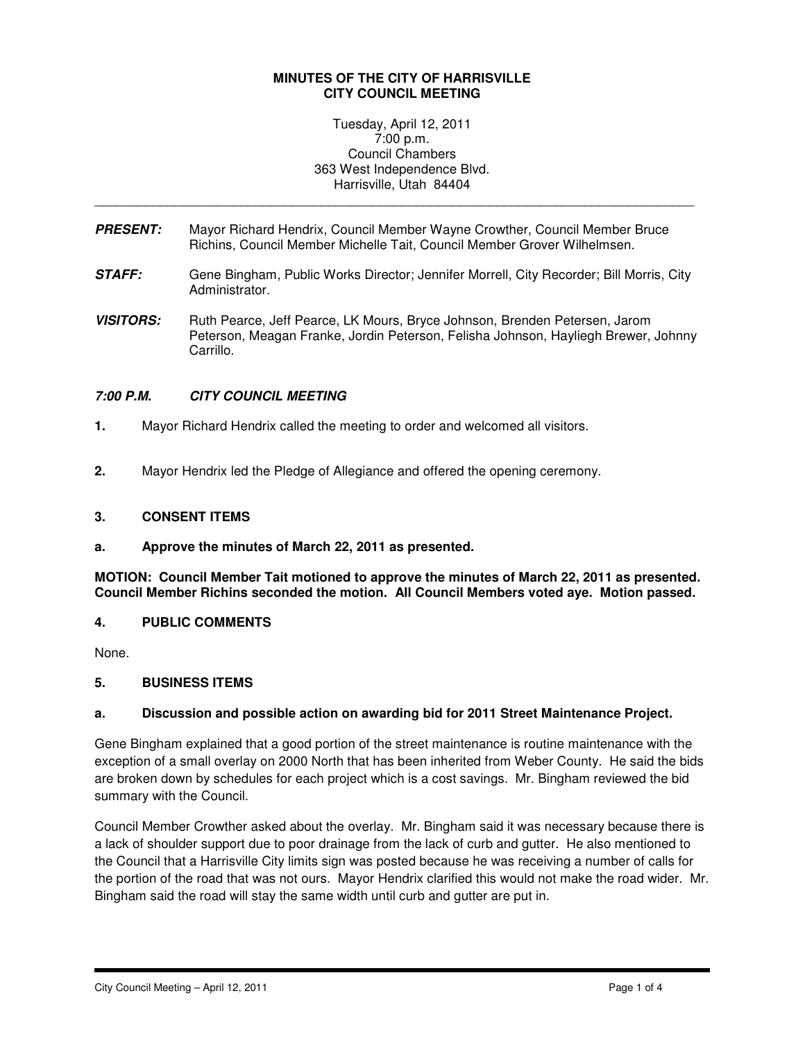**MINUTES OF THE CITY OF HARRISVILLE**
**CITY COUNCIL MEETING**

Tuesday, April 12, 2011
7:00 p.m.
Council Chambers
363 West Independence Blvd.
Harrisville, Utah 84404

---

***PRESENT:*** Mayor Richard Hendrix, Council Member Wayne Crowther, Council Member Bruce Richins, Council Member Michelle Tait, Council Member Grover Wilhelmsen.

***STAFF:*** Gene Bingham, Public Works Director; Jennifer Morrell, City Recorder; Bill Morris, City Administrator.

***VISITORS:*** Ruth Pearce, Jeff Pearce, LK Mours, Bryce Johnson, Brenden Petersen, Jarom Peterson, Meagan Franke, Jordin Peterson, Felisha Johnson, Hayliegh Brewer, Johnny Carrillo.

***7:00 P.M. CITY COUNCIL MEETING***

**1.** Mayor Richard Hendrix called the meeting to order and welcomed all visitors.

**2.** Mayor Hendrix led the Pledge of Allegiance and offered the opening ceremony.

**3. CONSENT ITEMS**

**a. Approve the minutes of March 22, 2011 as presented.**

**MOTION: Council Member Tait motioned to approve the minutes of March 22, 2011 as presented. Council Member Richins seconded the motion. All Council Members voted aye. Motion passed.**

**4. PUBLIC COMMENTS**

None.

**5. BUSINESS ITEMS**

**a. Discussion and possible action on awarding bid for 2011 Street Maintenance Project.**

Gene Bingham explained that a good portion of the street maintenance is routine maintenance with the exception of a small overlay on 2000 North that has been inherited from Weber County. He said the bids are broken down by schedules for each project which is a cost savings. Mr. Bingham reviewed the bid summary with the Council.

Council Member Crowther asked about the overlay. Mr. Bingham said it was necessary because there is a lack of shoulder support due to poor drainage from the lack of curb and gutter. He also mentioned to the Council that a Harrisville City limits sign was posted because he was receiving a number of calls for the portion of the road that was not ours. Mayor Hendrix clarified this would not make the road wider. Mr. Bingham said the road will stay the same width until curb and gutter are put in.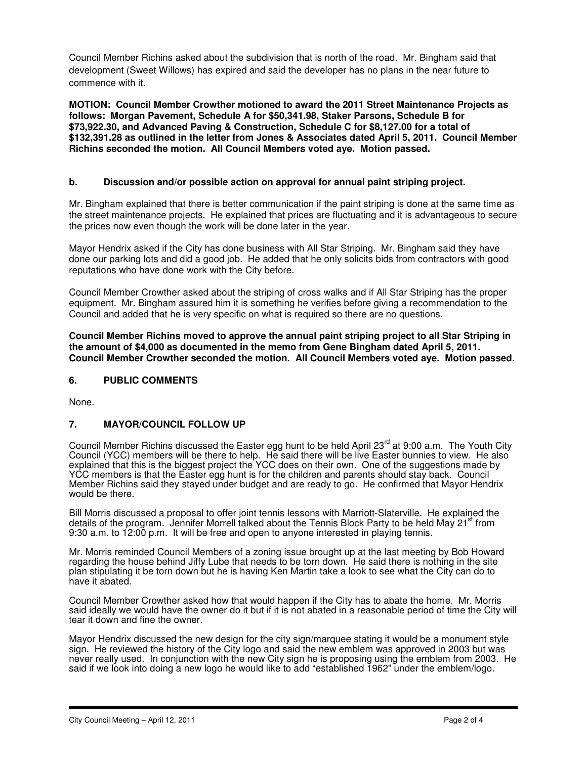Council Member Richins asked about the subdivision that is north of the road. Mr. Bingham said that development (Sweet Willows) has expired and said the developer has no plans in the near future to commence with it.

**MOTION: Council Member Crowther motioned to award the 2011 Street Maintenance Projects as follows: Morgan Pavement, Schedule A for $50,341.98, Staker Parsons, Schedule B for $73,922.30, and Advanced Paving & Construction, Schedule C for $8,127.00 for a total of $132,391.28 as outlined in the letter from Jones & Associates dated April 5, 2011. Council Member Richins seconded the motion. All Council Members voted aye. Motion passed.**

**b. Discussion and/or possible action on approval for annual paint striping project.**

Mr. Bingham explained that there is better communication if the paint striping is done at the same time as the street maintenance projects. He explained that prices are fluctuating and it is advantageous to secure the prices now even though the work will be done later in the year.

Mayor Hendrix asked if the City has done business with All Star Striping. Mr. Bingham said they have done our parking lots and did a good job. He added that he only solicits bids from contractors with good reputations who have done work with the City before.

Council Member Crowther asked about the striping of cross walks and if All Star Striping has the proper equipment. Mr. Bingham assured him it is something he verifies before giving a recommendation to the Council and added that he is very specific on what is required so there are no questions.

**Council Member Richins moved to approve the annual paint striping project to all Star Striping in the amount of $4,000 as documented in the memo from Gene Bingham dated April 5, 2011. Council Member Crowther seconded the motion. All Council Members voted aye. Motion passed.**

## 6. PUBLIC COMMENTS

None.

## 7. MAYOR/COUNCIL FOLLOW UP

Council Member Richins discussed the Easter egg hunt to be held April 23rd at 9:00 a.m. The Youth City Council (YCC) members will be there to help. He said there will be live Easter bunnies to view. He also explained that this is the biggest project the YCC does on their own. One of the suggestions made by YCC members is that the Easter egg hunt is for the children and parents should stay back. Council Member Richins said they stayed under budget and are ready to go. He confirmed that Mayor Hendrix would be there.

Bill Morris discussed a proposal to offer joint tennis lessons with Marriott-Slaterville. He explained the details of the program. Jennifer Morrell talked about the Tennis Block Party to be held May 21st from 9:30 a.m. to 12:00 p.m. It will be free and open to anyone interested in playing tennis.

Mr. Morris reminded Council Members of a zoning issue brought up at the last meeting by Bob Howard regarding the house behind Jiffy Lube that needs to be torn down. He said there is nothing in the site plan stipulating it be torn down but he is having Ken Martin take a look to see what the City can do to have it abated.

Council Member Crowther asked how that would happen if the City has to abate the home. Mr. Morris said ideally we would have the owner do it but if it is not abated in a reasonable period of time the City will tear it down and fine the owner.

Mayor Hendrix discussed the new design for the city sign/marquee stating it would be a monument style sign. He reviewed the history of the City logo and said the new emblem was approved in 2003 but was never really used. In conjunction with the new City sign he is proposing using the emblem from 2003. He said if we look into doing a new logo he would like to add "established 1962" under the emblem/logo.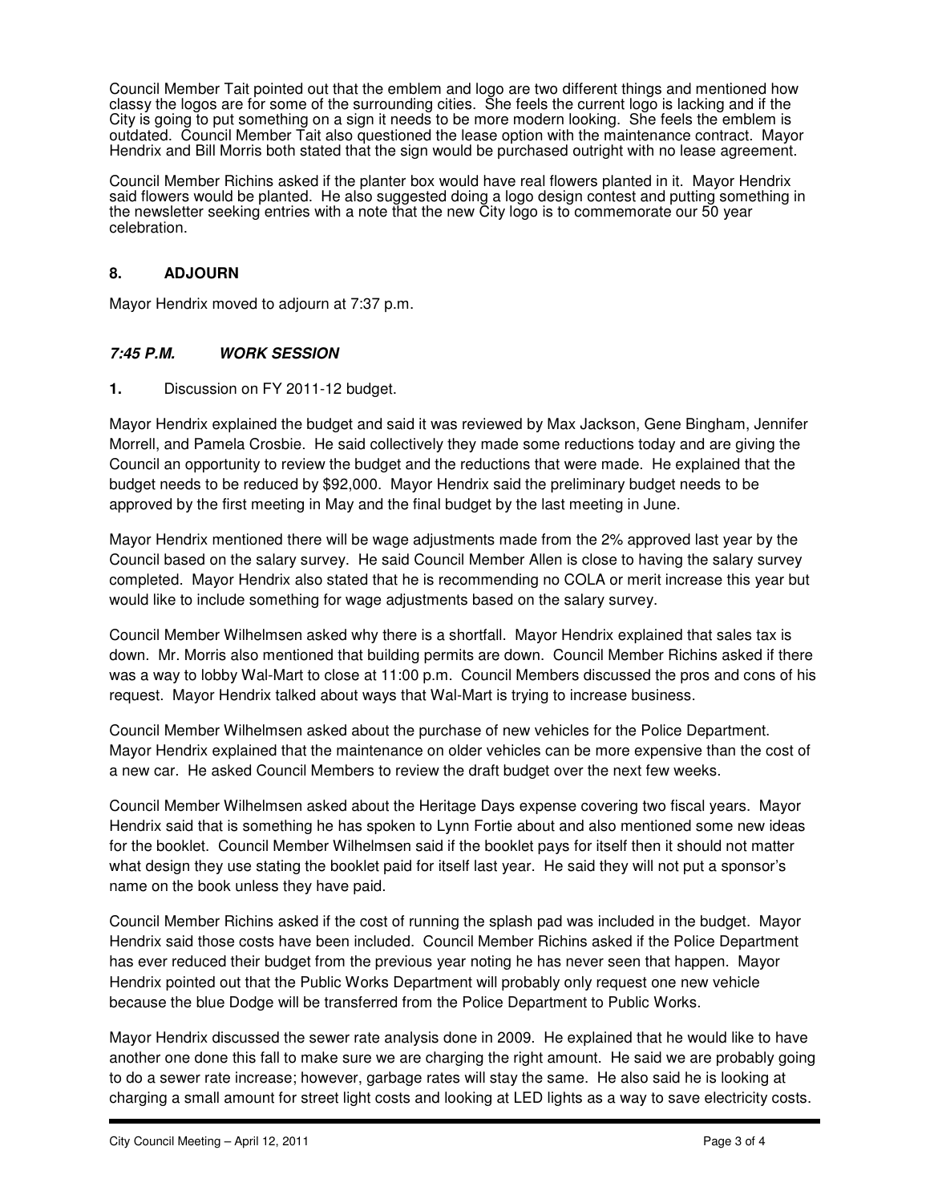Council Member Tait pointed out that the emblem and logo are two different things and mentioned how classy the logos are for some of the surrounding cities. She feels the current logo is lacking and if the City is going to put something on a sign it needs to be more modern looking. She feels the emblem is outdated. Council Member Tait also questioned the lease option with the maintenance contract. Mayor Hendrix and Bill Morris both stated that the sign would be purchased outright with no lease agreement.

Council Member Richins asked if the planter box would have real flowers planted in it. Mayor Hendrix said flowers would be planted. He also suggested doing a logo design contest and putting something in the newsletter seeking entries with a note that the new City logo is to commemorate our 50 year celebration.

## 8. ADJOURN

Mayor Hendrix moved to adjourn at 7:37 p.m.

## *7:45 P.M. WORK SESSION*

**1.** Discussion on FY 2011-12 budget.

Mayor Hendrix explained the budget and said it was reviewed by Max Jackson, Gene Bingham, Jennifer Morrell, and Pamela Crosbie. He said collectively they made some reductions today and are giving the Council an opportunity to review the budget and the reductions that were made. He explained that the budget needs to be reduced by $92,000. Mayor Hendrix said the preliminary budget needs to be approved by the first meeting in May and the final budget by the last meeting in June.

Mayor Hendrix mentioned there will be wage adjustments made from the 2% approved last year by the Council based on the salary survey. He said Council Member Allen is close to having the salary survey completed. Mayor Hendrix also stated that he is recommending no COLA or merit increase this year but would like to include something for wage adjustments based on the salary survey.

Council Member Wilhelmsen asked why there is a shortfall. Mayor Hendrix explained that sales tax is down. Mr. Morris also mentioned that building permits are down. Council Member Richins asked if there was a way to lobby Wal-Mart to close at 11:00 p.m. Council Members discussed the pros and cons of his request. Mayor Hendrix talked about ways that Wal-Mart is trying to increase business.

Council Member Wilhelmsen asked about the purchase of new vehicles for the Police Department. Mayor Hendrix explained that the maintenance on older vehicles can be more expensive than the cost of a new car. He asked Council Members to review the draft budget over the next few weeks.

Council Member Wilhelmsen asked about the Heritage Days expense covering two fiscal years. Mayor Hendrix said that is something he has spoken to Lynn Fortie about and also mentioned some new ideas for the booklet. Council Member Wilhelmsen said if the booklet pays for itself then it should not matter what design they use stating the booklet paid for itself last year. He said they will not put a sponsor's name on the book unless they have paid.

Council Member Richins asked if the cost of running the splash pad was included in the budget. Mayor Hendrix said those costs have been included. Council Member Richins asked if the Police Department has ever reduced their budget from the previous year noting he has never seen that happen. Mayor Hendrix pointed out that the Public Works Department will probably only request one new vehicle because the blue Dodge will be transferred from the Police Department to Public Works.

Mayor Hendrix discussed the sewer rate analysis done in 2009. He explained that he would like to have another one done this fall to make sure we are charging the right amount. He said we are probably going to do a sewer rate increase; however, garbage rates will stay the same. He also said he is looking at charging a small amount for street light costs and looking at LED lights as a way to save electricity costs.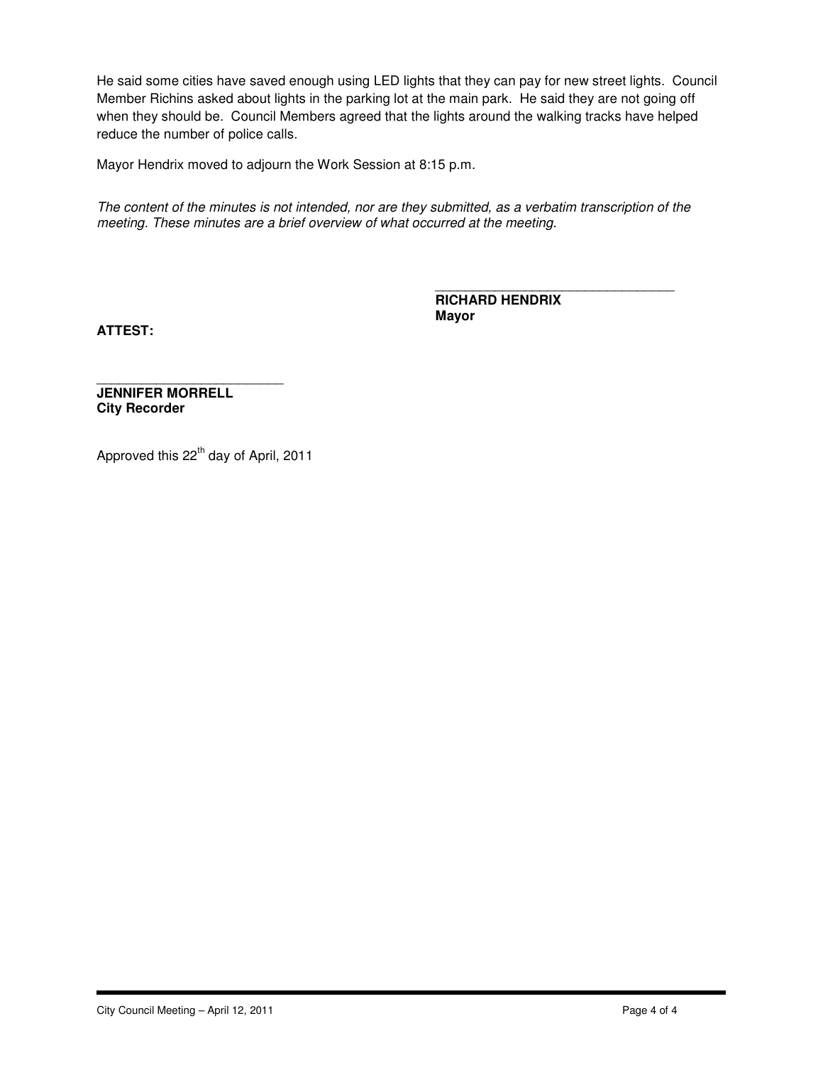He said some cities have saved enough using LED lights that they can pay for new street lights. Council Member Richins asked about lights in the parking lot at the main park. He said they are not going off when they should be. Council Members agreed that the lights around the walking tracks have helped reduce the number of police calls.

Mayor Hendrix moved to adjourn the Work Session at 8:15 p.m.

*The content of the minutes is not intended, nor are they submitted, as a verbatim transcription of the meeting. These minutes are a brief overview of what occurred at the meeting.*

_________________________________
**RICHARD HENDRIX**
**Mayor**

**ATTEST:**

_________________________
**JENNIFER MORRELL**
**City Recorder**

Approved this 22nd day of April, 2011